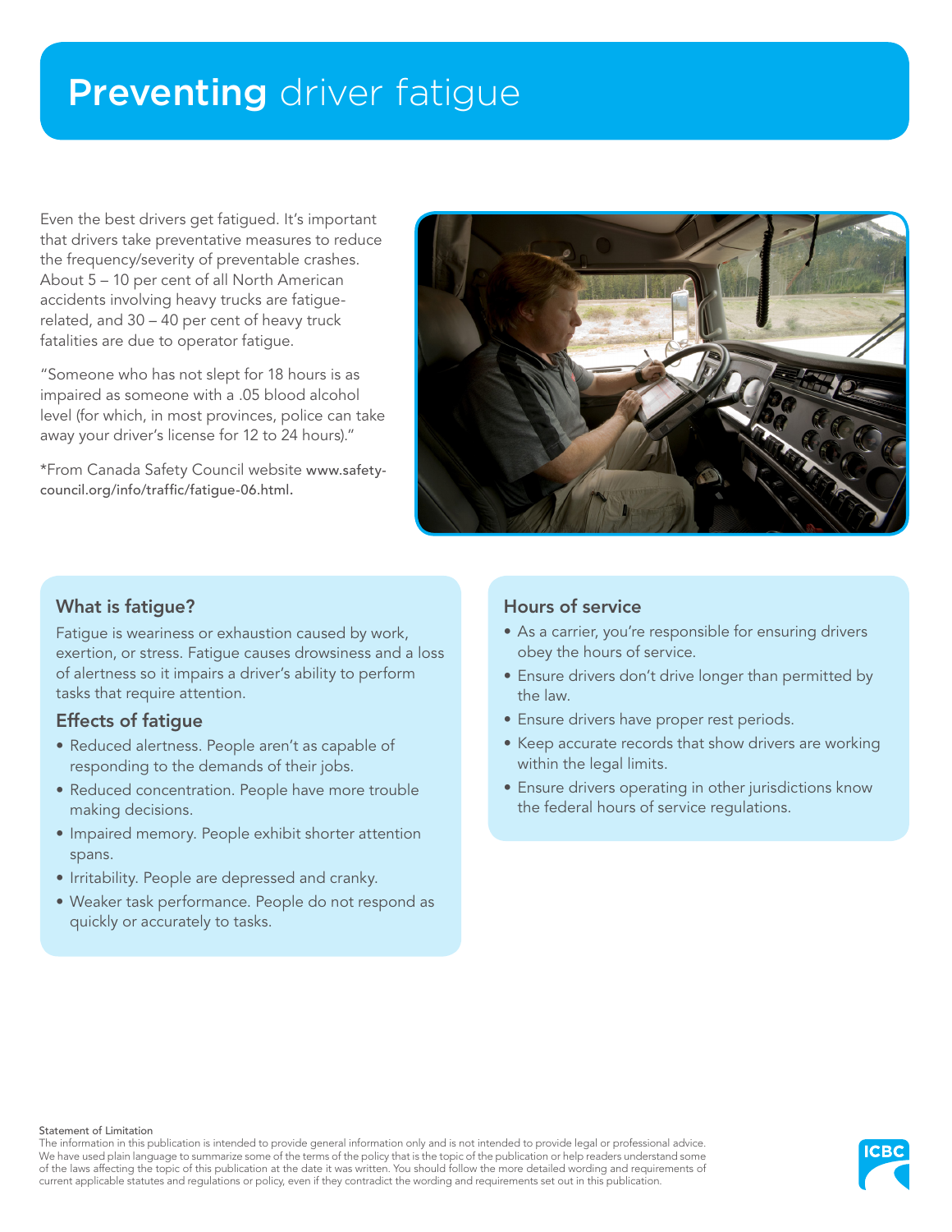# **Preventing** driver fatigue

Even the best drivers get fatigued. It's important that drivers take preventative measures to reduce the frequency/severity of preventable crashes. About 5 – 10 per cent of all North American accidents involving heavy trucks are fatigue-related, and 30 – 40 per cent of heavy truck fatalities are due to operator fatigue.

"Someone who has not slept for 18 hours is as impaired as someone with a .05 blood alcohol level (for which, in most provinces, police can take away your driver's license for 12 to 24 hours)."

*From Canada Safety Council website www.safety-council.org/info/traffic/fatigue-06.html.

## What is fatigue?

Fatigue is weariness or exhaustion caused by work, exertion, or stress. Fatigue causes drowsiness and a loss of alertness so it impairs a driver's ability to perform tasks that require attention.

## Effects of fatigue

- Reduced alertness. People aren't as capable of responding to the demands of their jobs.
- Reduced concentration. People have more trouble making decisions.
- Impaired memory. People exhibit shorter attention spans.
- Irritability. People are depressed and cranky.
- Weaker task performance. People do not respond as quickly or accurately to tasks.

## Hours of service

- As a carrier, you're responsible for ensuring drivers obey the hours of service.
- Ensure drivers don't drive longer than permitted by the law.
- Ensure drivers have proper rest periods.
- Keep accurate records that show drivers are working within the legal limits.
- Ensure drivers operating in other jurisdictions know the federal hours of service regulations.

Statement of Limitation
The information in this publication is intended to provide general information only and is not intended to provide legal or professional advice. We have used plain language to summarize some of the terms of the policy that is the topic of the publication or help readers understand some of the laws affecting the topic of this publication at the date it was written. You should follow the more detailed wording and requirements of current applicable statutes and regulations or policy, even if they contradict the wording and requirements set out in this publication.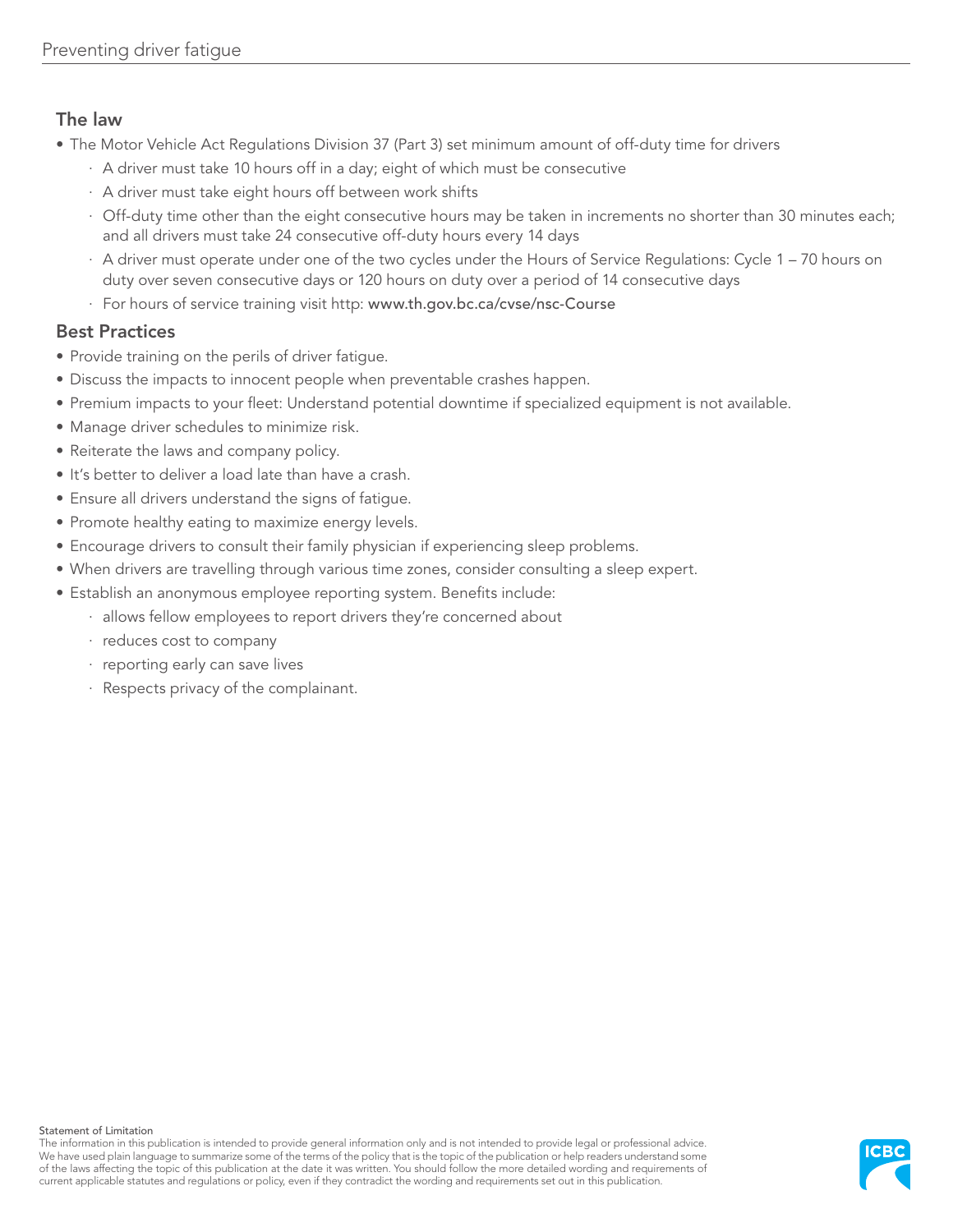## The law

- The Motor Vehicle Act Regulations Division 37 (Part 3) set minimum amount of off-duty time for drivers
  - A driver must take 10 hours off in a day; eight of which must be consecutive
  - A driver must take eight hours off between work shifts
  - Off-duty time other than the eight consecutive hours may be taken in increments no shorter than 30 minutes each; and all drivers must take 24 consecutive off-duty hours every 14 days
  - A driver must operate under one of the two cycles under the Hours of Service Regulations: Cycle 1 – 70 hours on duty over seven consecutive days or 120 hours on duty over a period of 14 consecutive days
  - For hours of service training visit http: www.th.gov.bc.ca/cvse/nsc-Course

## Best Practices

- Provide training on the perils of driver fatigue.
- Discuss the impacts to innocent people when preventable crashes happen.
- Premium impacts to your fleet: Understand potential downtime if specialized equipment is not available.
- Manage driver schedules to minimize risk.
- Reiterate the laws and company policy.
- It's better to deliver a load late than have a crash.
- Ensure all drivers understand the signs of fatigue.
- Promote healthy eating to maximize energy levels.
- Encourage drivers to consult their family physician if experiencing sleep problems.
- When drivers are travelling through various time zones, consider consulting a sleep expert.
- Establish an anonymous employee reporting system. Benefits include:
  - allows fellow employees to report drivers they're concerned about
  - reduces cost to company
  - reporting early can save lives
  - Respects privacy of the complainant.

Statement of Limitation

The information in this publication is intended to provide general information only and is not intended to provide legal or professional advice. We have used plain language to summarize some of the terms of the policy that is the topic of the publication or help readers understand some of the laws affecting the topic of this publication at the date it was written. You should follow the more detailed wording and requirements of current applicable statutes and regulations or policy, even if they contradict the wording and requirements set out in this publication.